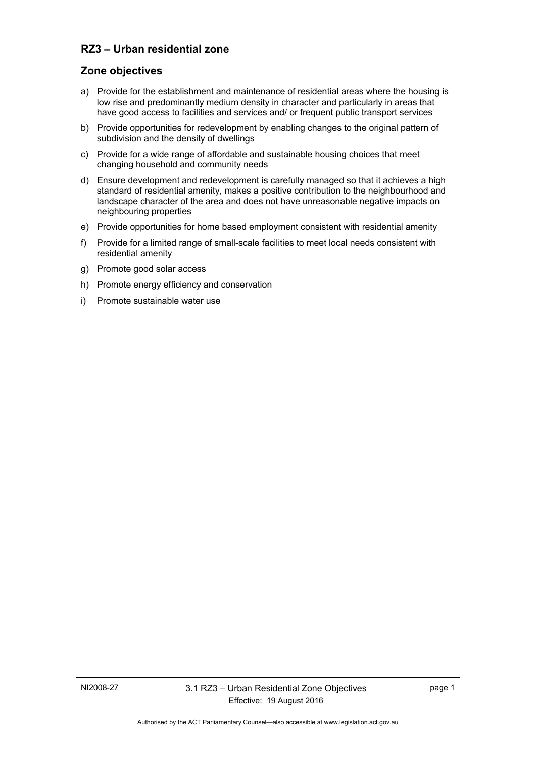## RZ3 – Urban residential zone

## Zone objectives

a) Provide for the establishment and maintenance of residential areas where the housing is low rise and predominantly medium density in character and particularly in areas that have good access to facilities and services and/ or frequent public transport services

b) Provide opportunities for redevelopment by enabling changes to the original pattern of subdivision and the density of dwellings

c) Provide for a wide range of affordable and sustainable housing choices that meet changing household and community needs

d) Ensure development and redevelopment is carefully managed so that it achieves a high standard of residential amenity, makes a positive contribution to the neighbourhood and landscape character of the area and does not have unreasonable negative impacts on neighbouring properties

e) Provide opportunities for home based employment consistent with residential amenity

f) Provide for a limited range of small-scale facilities to meet local needs consistent with residential amenity

g) Promote good solar access

h) Promote energy efficiency and conservation

i) Promote sustainable water use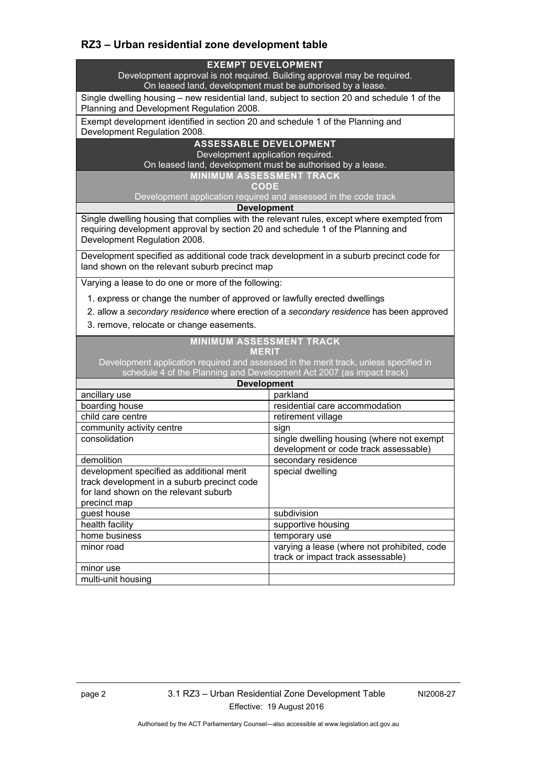## RZ3 – Urban residential zone development table

| EXEMPT DEVELOPMENT<br>Development approval is not required. Building approval may be required.<br>On leased land, development must be authorised by a lease. | |
|---|---|
| Single dwelling housing – new residential land, subject to section 20 and schedule 1 of the Planning and Development Regulation 2008. | |
| Exempt development identified in section 20 and schedule 1 of the Planning and Development Regulation 2008. | |
| **ASSESSABLE DEVELOPMENT**<br>Development application required.<br>On leased land, development must be authorised by a lease. | |
| **MINIMUM ASSESSMENT TRACK**<br>**CODE**<br>Development application required and assessed in the code track | |
| **Development** | |
| Single dwelling housing that complies with the relevant rules, except where exempted from requiring development approval by section 20 and schedule 1 of the Planning and Development Regulation 2008. | |
| Development specified as additional code track development in a suburb precinct code for land shown on the relevant suburb precinct map | |
| Varying a lease to do one or more of the following:<br>1. express or change the number of approved or lawfully erected dwellings<br>2. allow a *secondary residence* where erection of a *secondary residence* has been approved<br>3. remove, relocate or change easements. | |
| **MINIMUM ASSESSMENT TRACK**<br>**MERIT**<br>Development application required and assessed in the merit track, unless specified in schedule 4 of the Planning and Development Act 2007 (as impact track) | |
| **Development** | |
| ancillary use | parkland |
| boarding house | residential care accommodation |
| child care centre | retirement village |
| community activity centre | sign |
| consolidation | single dwelling housing (where not exempt development or code track assessable) |
| demolition | secondary residence |
| development specified as additional merit track development in a suburb precinct code for land shown on the relevant suburb precinct map | special dwelling |
| guest house | subdivision |
| health facility | supportive housing |
| home business | temporary use |
| minor road | varying a lease (where not prohibited, code track or impact track assessable) |
| minor use | |
| multi-unit housing | |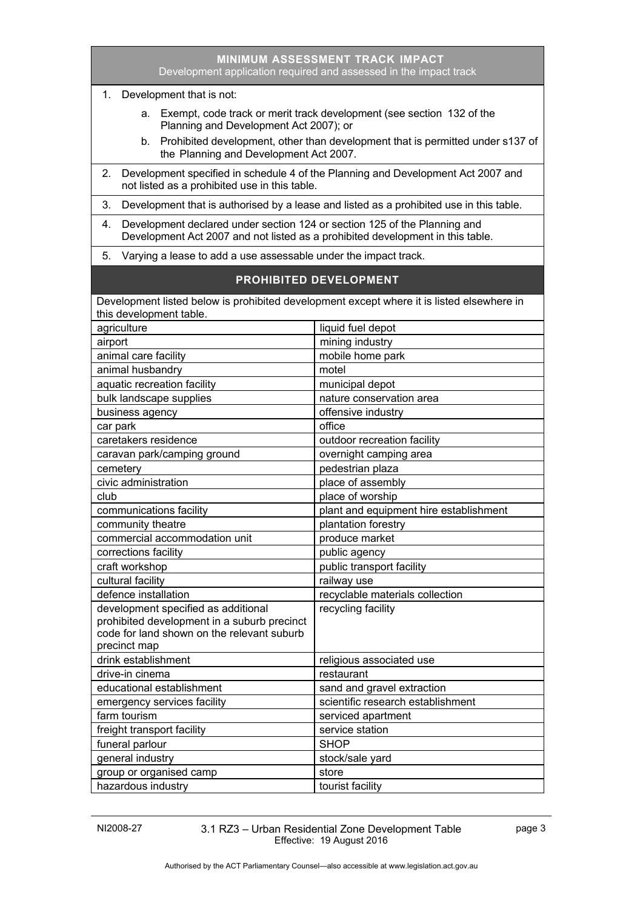| MINIMUM ASSESSMENT TRACK IMPACT<br>Development application required and assessed in the impact track |
|---|
| 1. Development that is not:<br>a. Exempt, code track or merit track development (see section 132 of the Planning and Development Act 2007); or<br>b. Prohibited development, other than development that is permitted under s137 of the Planning and Development Act 2007. |
| 2. Development specified in schedule 4 of the Planning and Development Act 2007 and not listed as a prohibited use in this table. |
| 3. Development that is authorised by a lease and listed as a prohibited use in this table. |
| 4. Development declared under section 124 or section 125 of the Planning and Development Act 2007 and not listed as a prohibited development in this table. |
| 5. Varying a lease to add a use assessable under the impact track. |

**PROHIBITED DEVELOPMENT**

Development listed below is prohibited development except where it is listed elsewhere in this development table.

| | |
|---|---|
| agriculture | liquid fuel depot |
| airport | mining industry |
| animal care facility | mobile home park |
| animal husbandry | motel |
| aquatic recreation facility | municipal depot |
| bulk landscape supplies | nature conservation area |
| business agency | offensive industry |
| car park | office |
| caretakers residence | outdoor recreation facility |
| caravan park/camping ground | overnight camping area |
| cemetery | pedestrian plaza |
| civic administration | place of assembly |
| club | place of worship |
| communications facility | plant and equipment hire establishment |
| community theatre | plantation forestry |
| commercial accommodation unit | produce market |
| corrections facility | public agency |
| craft workshop | public transport facility |
| cultural facility | railway use |
| defence installation | recyclable materials collection |
| development specified as additional prohibited development in a suburb precinct code for land shown on the relevant suburb precinct map | recycling facility |
| drink establishment | religious associated use |
| drive-in cinema | restaurant |
| educational establishment | sand and gravel extraction |
| emergency services facility | scientific research establishment |
| farm tourism | serviced apartment |
| freight transport facility | service station |
| funeral parlour | SHOP |
| general industry | stock/sale yard |
| group or organised camp | store |
| hazardous industry | tourist facility |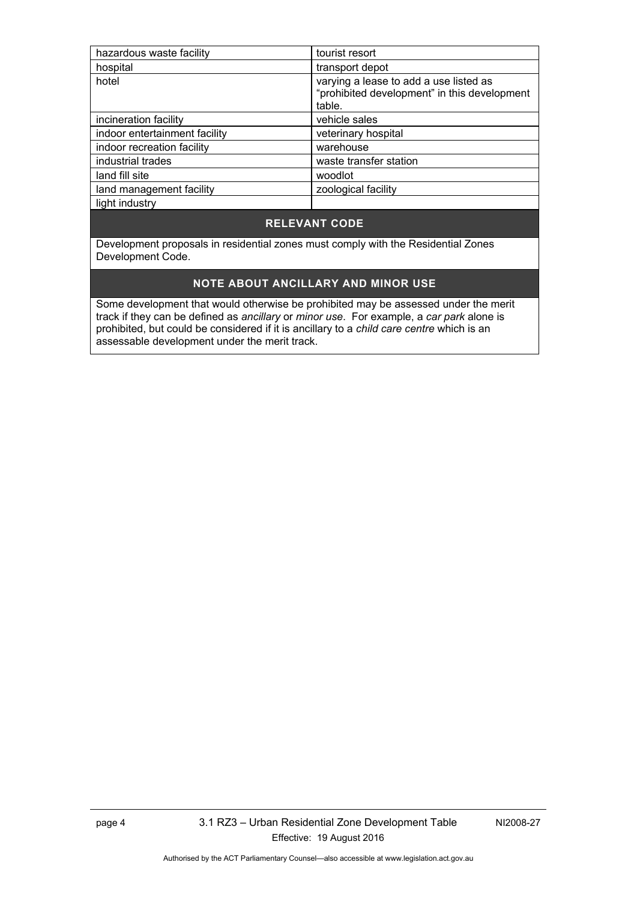| | |
|---|---|
| hazardous waste facility | tourist resort |
| hospital | transport depot |
| hotel | varying a lease to add a use listed as "prohibited development" in this development table. |
| incineration facility | vehicle sales |
| indoor entertainment facility | veterinary hospital |
| indoor recreation facility | warehouse |
| industrial trades | waste transfer station |
| land fill site | woodlot |
| land management facility | zoological facility |
| light industry | |

## RELEVANT CODE

Development proposals in residential zones must comply with the Residential Zones Development Code.

## NOTE ABOUT ANCILLARY AND MINOR USE

Some development that would otherwise be prohibited may be assessed under the merit track if they can be defined as *ancillary* or *minor use*. For example, a *car park* alone is prohibited, but could be considered if it is ancillary to a *child care centre* which is an assessable development under the merit track.